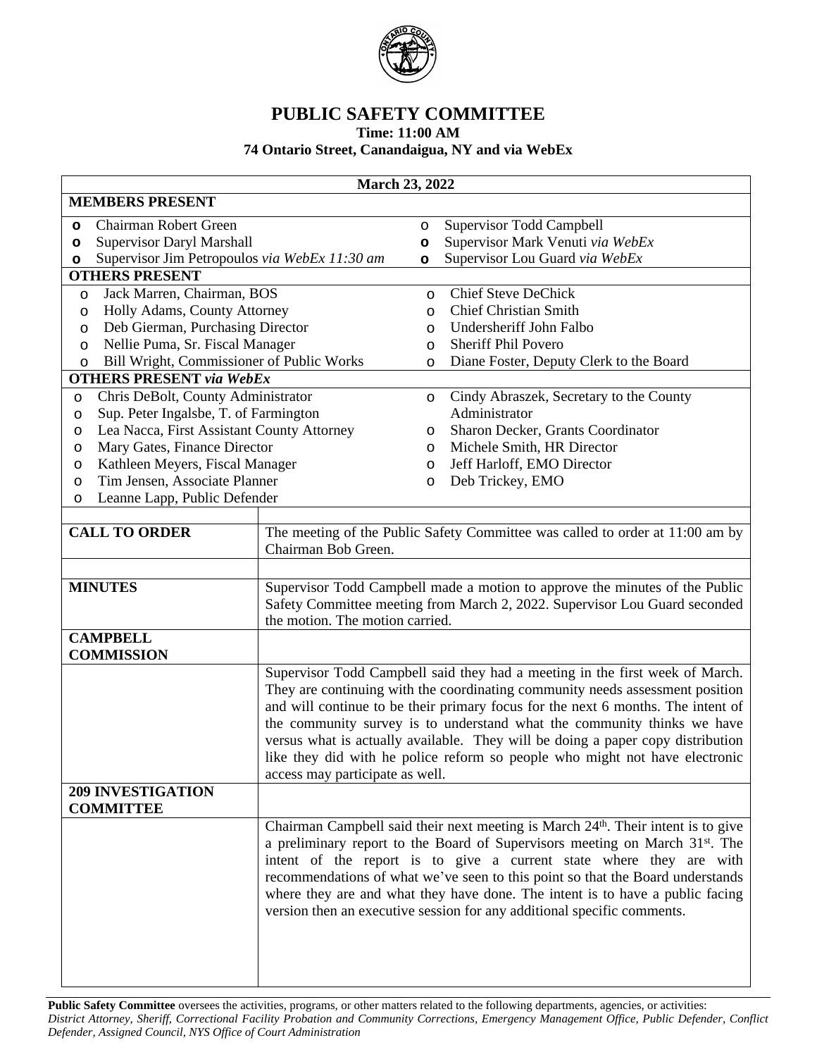# PUBLIC SAFETY COMMITTEE

**Time: 11:00 AM**

**74 Ontario Street, Canandaigua, NY and via WebEx**

**March 23, 2022**

**MEMBERS PRESENT**

- Chairman Robert Green
- Supervisor Daryl Marshall
- Supervisor Jim Petropoulos *via WebEx 11:30 am*
- Supervisor Todd Campbell
- Supervisor Mark Venuti *via WebEx*
- Supervisor Lou Guard *via WebEx*

**OTHERS PRESENT**

- Jack Marren, Chairman, BOS
- Holly Adams, County Attorney
- Deb Gierman, Purchasing Director
- Nellie Puma, Sr. Fiscal Manager
- Bill Wright, Commissioner of Public Works
- Chief Steve DeChick
- Chief Christian Smith
- Undersheriff John Falbo
- Sheriff Phil Povero
- Diane Foster, Deputy Clerk to the Board

**OTHERS PRESENT *via WebEx***

- Chris DeBolt, County Administrator
- Sup. Peter Ingalsbe, T. of Farmington
- Lea Nacca, First Assistant County Attorney
- Mary Gates, Finance Director
- Kathleen Meyers, Fiscal Manager
- Tim Jensen, Associate Planner
- Leanne Lapp, Public Defender
- Cindy Abraszek, Secretary to the County Administrator
- Sharon Decker, Grants Coordinator
- Michele Smith, HR Director
- Jeff Harloff, EMO Director
- Deb Trickey, EMO

| | |
|---|---|
| **CALL TO ORDER** | The meeting of the Public Safety Committee was called to order at 11:00 am by Chairman Bob Green. |
| **MINUTES** | Supervisor Todd Campbell made a motion to approve the minutes of the Public Safety Committee meeting from March 2, 2022. Supervisor Lou Guard seconded the motion. The motion carried. |
| **CAMPBELL COMMISSION** | |
| | Supervisor Todd Campbell said they had a meeting in the first week of March. They are continuing with the coordinating community needs assessment position and will continue to be their primary focus for the next 6 months. The intent of the community survey is to understand what the community thinks we have versus what is actually available. They will be doing a paper copy distribution like they did with he police reform so people who might not have electronic access may participate as well. |
| **209 INVESTIGATION COMMITTEE** | |
| | Chairman Campbell said their next meeting is March 24th. Their intent is to give a preliminary report to the Board of Supervisors meeting on March 31st. The intent of the report is to give a current state where they are with recommendations of what we've seen to this point so that the Board understands where they are and what they have done. The intent is to have a public facing version then an executive session for any additional specific comments. |

**Public Safety Committee** oversees the activities, programs, or other matters related to the following departments, agencies, or activities: *District Attorney, Sheriff, Correctional Facility Probation and Community Corrections, Emergency Management Office, Public Defender, Conflict Defender, Assigned Council, NYS Office of Court Administration*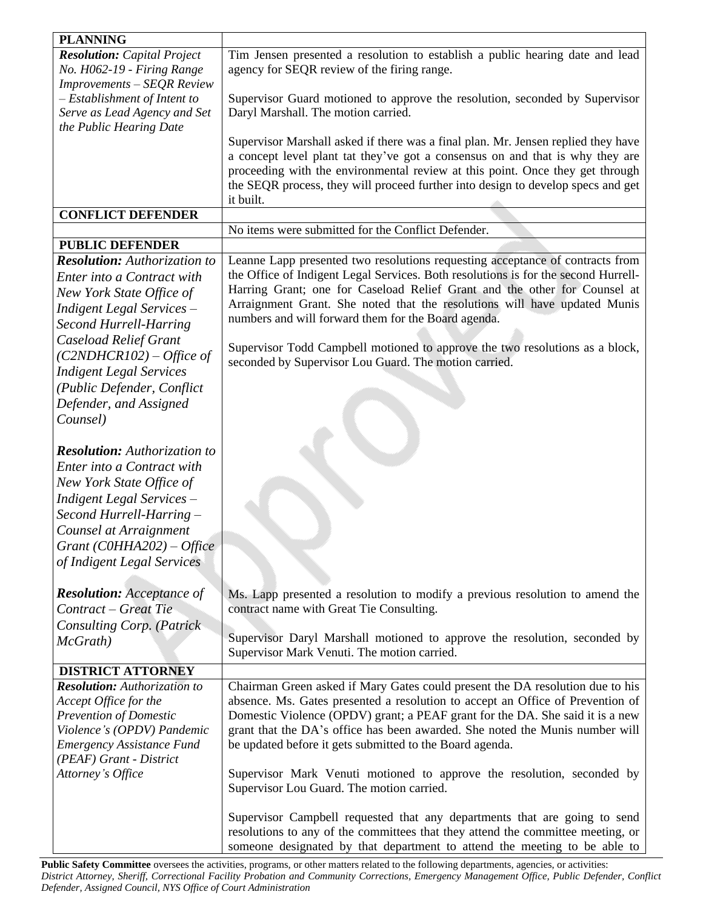| **PLANNING** | |
|---|---|
| ***Resolution:*** *Capital Project No. H062-19 - Firing Range Improvements – SEQR Review – Establishment of Intent to Serve as Lead Agency and Set the Public Hearing Date* | Tim Jensen presented a resolution to establish a public hearing date and lead agency for SEQR review of the firing range.<br><br>Supervisor Guard motioned to approve the resolution, seconded by Supervisor Daryl Marshall. The motion carried.<br><br>Supervisor Marshall asked if there was a final plan. Mr. Jensen replied they have a concept level plant tat they've got a consensus on and that is why they are proceeding with the environmental review at this point. Once they get through the SEQR process, they will proceed further into design to develop specs and get it built. |
| **CONFLICT DEFENDER** | |
| | No items were submitted for the Conflict Defender. |
| **PUBLIC DEFENDER** | |
| ***Resolution:*** *Authorization to Enter into a Contract with New York State Office of Indigent Legal Services – Second Hurrell-Harring Caseload Relief Grant (C2NDHCR102) – Office of Indigent Legal Services (Public Defender, Conflict Defender, and Assigned Counsel)*<br><br>***Resolution:*** *Authorization to Enter into a Contract with New York State Office of Indigent Legal Services – Second Hurrell-Harring – Counsel at Arraignment Grant (C0HHA202) – Office of Indigent Legal Services* | Leanne Lapp presented two resolutions requesting acceptance of contracts from the Office of Indigent Legal Services. Both resolutions is for the second Hurrell-Harring Grant; one for Caseload Relief Grant and the other for Counsel at Arraignment Grant. She noted that the resolutions will have updated Munis numbers and will forward them for the Board agenda.<br><br>Supervisor Todd Campbell motioned to approve the two resolutions as a block, seconded by Supervisor Lou Guard. The motion carried. |
| ***Resolution:*** *Acceptance of Contract – Great Tie Consulting Corp. (Patrick McGrath)* | Ms. Lapp presented a resolution to modify a previous resolution to amend the contract name with Great Tie Consulting.<br><br>Supervisor Daryl Marshall motioned to approve the resolution, seconded by Supervisor Mark Venuti. The motion carried. |
| **DISTRICT ATTORNEY** | |
| ***Resolution:*** *Authorization to Accept Office for the Prevention of Domestic Violence's (OPDV) Pandemic Emergency Assistance Fund (PEAF) Grant - District Attorney's Office* | Chairman Green asked if Mary Gates could present the DA resolution due to his absence. Ms. Gates presented a resolution to accept an Office of Prevention of Domestic Violence (OPDV) grant; a PEAF grant for the DA. She said it is a new grant that the DA's office has been awarded. She noted the Munis number will be updated before it gets submitted to the Board agenda.<br><br>Supervisor Mark Venuti motioned to approve the resolution, seconded by Supervisor Lou Guard. The motion carried.<br><br>Supervisor Campbell requested that any departments that are going to send resolutions to any of the committees that they attend the committee meeting, or someone designated by that department to attend the meeting to be able to |

**Public Safety Committee** oversees the activities, programs, or other matters related to the following departments, agencies, or activities: *District Attorney, Sheriff, Correctional Facility Probation and Community Corrections, Emergency Management Office, Public Defender, Conflict Defender, Assigned Council, NYS Office of Court Administration*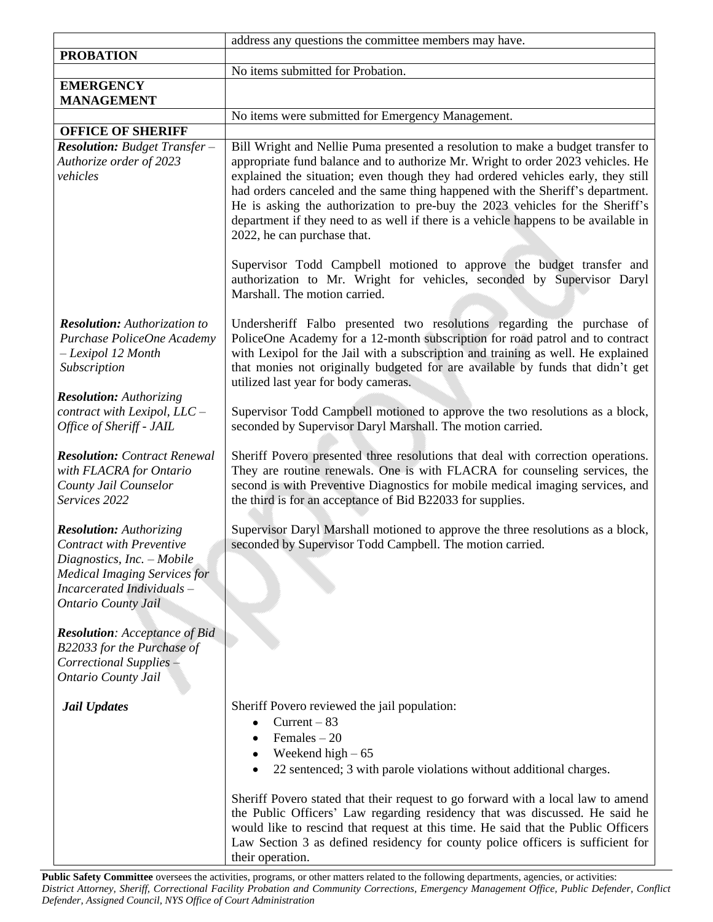| | |
|---|---|
| | address any questions the committee members may have. |
| **PROBATION** | |
| | No items submitted for Probation. |
| **EMERGENCY MANAGEMENT** | |
| | No items were submitted for Emergency Management. |
| **OFFICE OF SHERIFF** | |
| ***Resolution:*** *Budget Transfer – Authorize order of 2023 vehicles* | Bill Wright and Nellie Puma presented a resolution to make a budget transfer to appropriate fund balance and to authorize Mr. Wright to order 2023 vehicles. He explained the situation; even though they had ordered vehicles early, they still had orders canceled and the same thing happened with the Sheriff's department. He is asking the authorization to pre-buy the 2023 vehicles for the Sheriff's department if they need to as well if there is a vehicle happens to be available in 2022, he can purchase that.<br><br>Supervisor Todd Campbell motioned to approve the budget transfer and authorization to Mr. Wright for vehicles, seconded by Supervisor Daryl Marshall. The motion carried. |
| ***Resolution:*** *Authorization to Purchase PoliceOne Academy – Lexipol 12 Month Subscription*<br><br>***Resolution:*** *Authorizing contract with Lexipol, LLC – Office of Sheriff - JAIL* | Undersheriff Falbo presented two resolutions regarding the purchase of PoliceOne Academy for a 12-month subscription for road patrol and to contract with Lexipol for the Jail with a subscription and training as well. He explained that monies not originally budgeted for are available by funds that didn't get utilized last year for body cameras.<br><br>Supervisor Todd Campbell motioned to approve the two resolutions as a block, seconded by Supervisor Daryl Marshall. The motion carried. |
| ***Resolution:*** *Contract Renewal with FLACRA for Ontario County Jail Counselor Services 2022*<br><br>***Resolution:*** *Authorizing Contract with Preventive Diagnostics, Inc. – Mobile Medical Imaging Services for Incarcerated Individuals – Ontario County Jail*<br><br>***Resolution****: Acceptance of Bid B22033 for the Purchase of Correctional Supplies – Ontario County Jail* | Sheriff Povero presented three resolutions that deal with correction operations. They are routine renewals. One is with FLACRA for counseling services, the second is with Preventive Diagnostics for mobile medical imaging services, and the third is for an acceptance of Bid B22033 for supplies.<br><br>Supervisor Daryl Marshall motioned to approve the three resolutions as a block, seconded by Supervisor Todd Campbell. The motion carried. |
| ***Jail Updates*** | Sheriff Povero reviewed the jail population:<br>• Current – 83<br>• Females – 20<br>• Weekend high – 65<br>• 22 sentenced; 3 with parole violations without additional charges.<br><br>Sheriff Povero stated that their request to go forward with a local law to amend the Public Officers' Law regarding residency that was discussed. He said he would like to rescind that request at this time. He said that the Public Officers Law Section 3 as defined residency for county police officers is sufficient for their operation. |

**Public Safety Committee** oversees the activities, programs, or other matters related to the following departments, agencies, or activities: *District Attorney, Sheriff, Correctional Facility Probation and Community Corrections, Emergency Management Office, Public Defender, Conflict Defender, Assigned Council, NYS Office of Court Administration*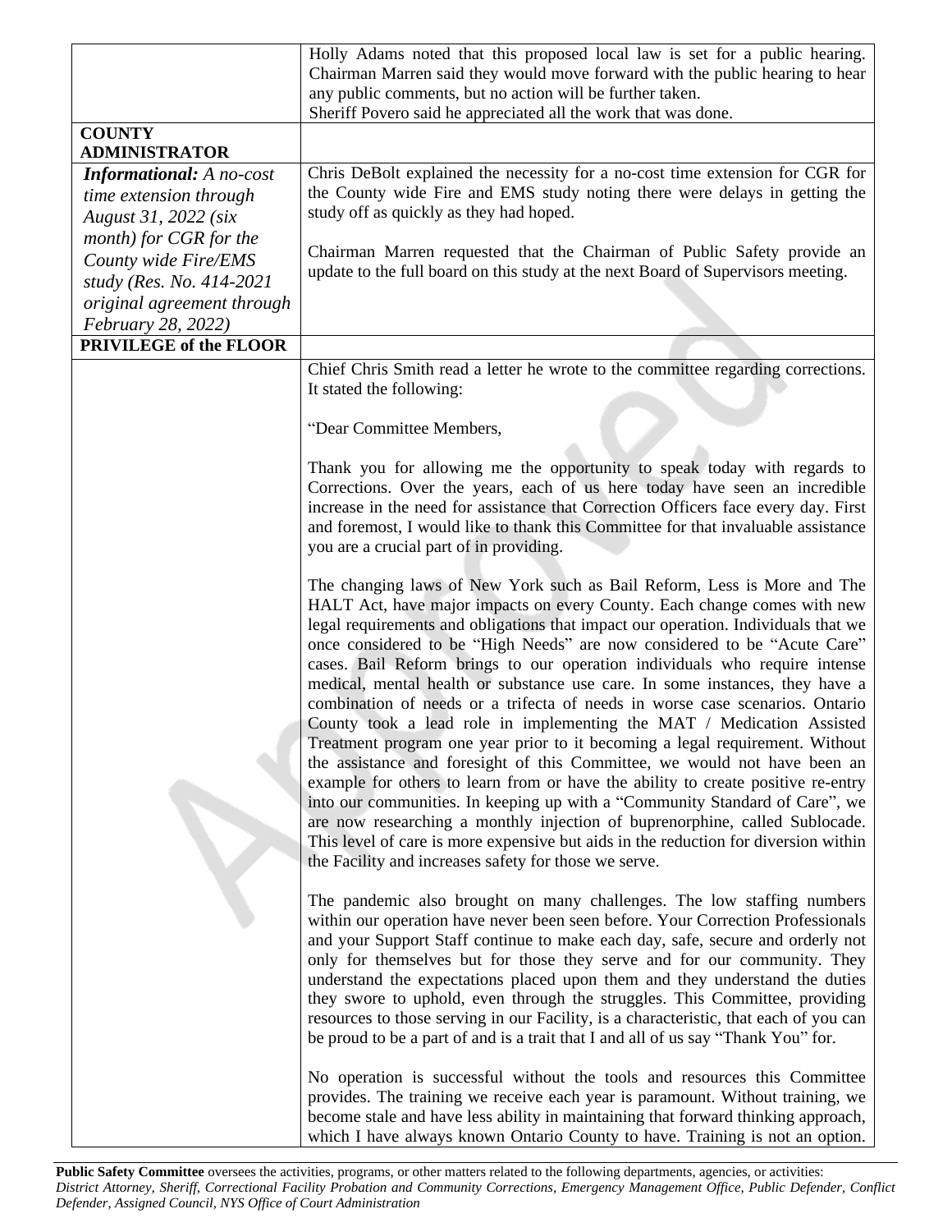| | |
|---|---|
| | Holly Adams noted that this proposed local law is set for a public hearing. Chairman Marren said they would move forward with the public hearing to hear any public comments, but no action will be further taken.<br>Sheriff Povero said he appreciated all the work that was done. |
| **COUNTY ADMINISTRATOR** | |
| ***Informational:*** *A no-cost time extension through August 31, 2022 (six month) for CGR for the County wide Fire/EMS study (Res. No. 414-2021 original agreement through February 28, 2022)* | Chris DeBolt explained the necessity for a no-cost time extension for CGR for the County wide Fire and EMS study noting there were delays in getting the study off as quickly as they had hoped.<br><br>Chairman Marren requested that the Chairman of Public Safety provide an update to the full board on this study at the next Board of Supervisors meeting. |
| **PRIVILEGE of the FLOOR** | |
| | Chief Chris Smith read a letter he wrote to the committee regarding corrections. It stated the following:<br><br>"Dear Committee Members,<br><br>Thank you for allowing me the opportunity to speak today with regards to Corrections. Over the years, each of us here today have seen an incredible increase in the need for assistance that Correction Officers face every day. First and foremost, I would like to thank this Committee for that invaluable assistance you are a crucial part of in providing.<br><br>The changing laws of New York such as Bail Reform, Less is More and The HALT Act, have major impacts on every County. Each change comes with new legal requirements and obligations that impact our operation. Individuals that we once considered to be "High Needs" are now considered to be "Acute Care" cases. Bail Reform brings to our operation individuals who require intense medical, mental health or substance use care. In some instances, they have a combination of needs or a trifecta of needs in worse case scenarios. Ontario County took a lead role in implementing the MAT / Medication Assisted Treatment program one year prior to it becoming a legal requirement. Without the assistance and foresight of this Committee, we would not have been an example for others to learn from or have the ability to create positive re-entry into our communities. In keeping up with a "Community Standard of Care", we are now researching a monthly injection of buprenorphine, called Sublocade. This level of care is more expensive but aids in the reduction for diversion within the Facility and increases safety for those we serve.<br><br>The pandemic also brought on many challenges. The low staffing numbers within our operation have never been seen before. Your Correction Professionals and your Support Staff continue to make each day, safe, secure and orderly not only for themselves but for those they serve and for our community. They understand the expectations placed upon them and they understand the duties they swore to uphold, even through the struggles. This Committee, providing resources to those serving in our Facility, is a characteristic, that each of you can be proud to be a part of and is a trait that I and all of us say "Thank You" for.<br><br>No operation is successful without the tools and resources this Committee provides. The training we receive each year is paramount. Without training, we become stale and have less ability in maintaining that forward thinking approach, which I have always known Ontario County to have. Training is not an option. |

**Public Safety Committee** oversees the activities, programs, or other matters related to the following departments, agencies, or activities: *District Attorney, Sheriff, Correctional Facility Probation and Community Corrections, Emergency Management Office, Public Defender, Conflict Defender, Assigned Council, NYS Office of Court Administration*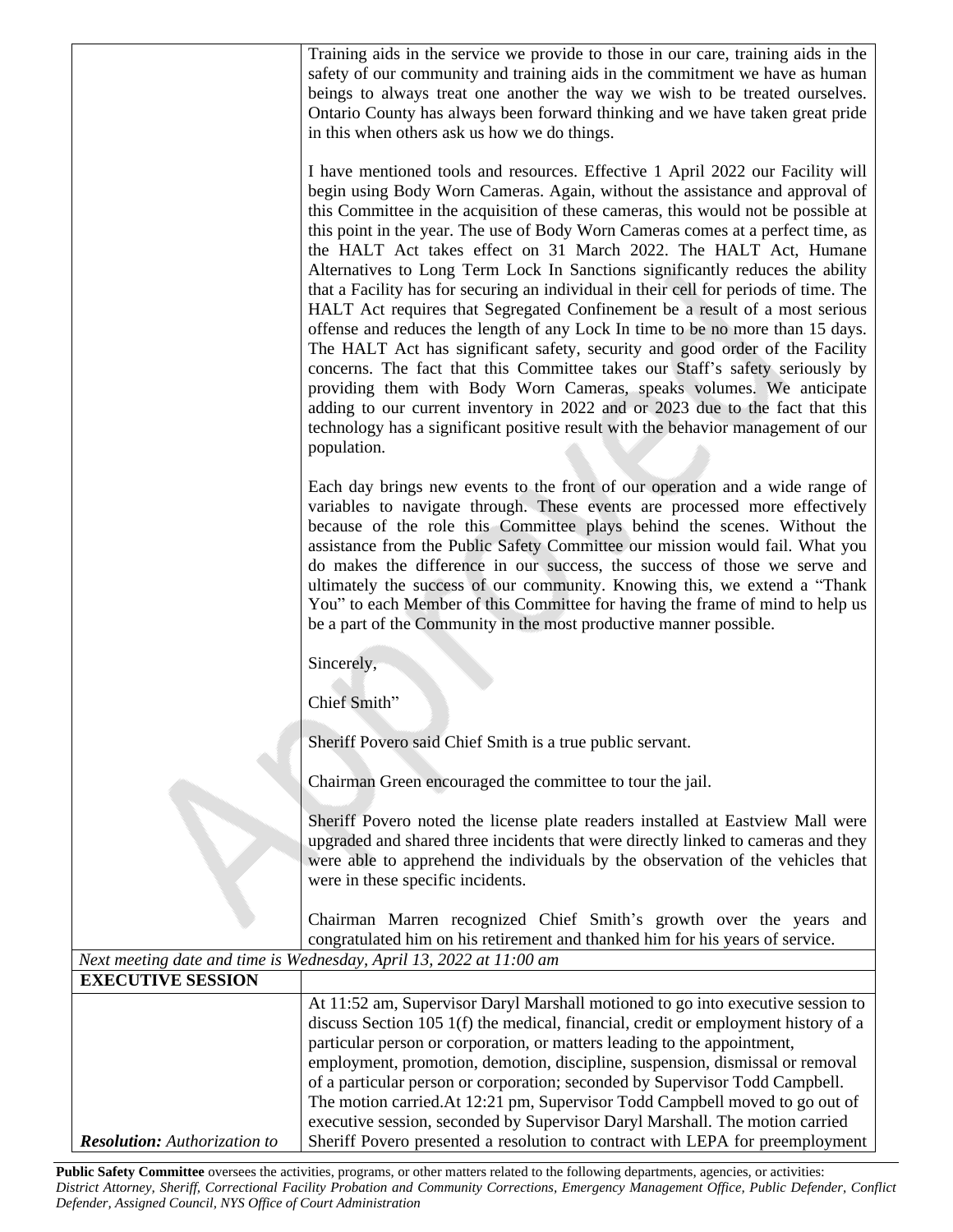| | |
|---|---|
| | Training aids in the service we provide to those in our care, training aids in the safety of our community and training aids in the commitment we have as human beings to always treat one another the way we wish to be treated ourselves. Ontario County has always been forward thinking and we have taken great pride in this when others ask us how we do things.<br><br>I have mentioned tools and resources. Effective 1 April 2022 our Facility will begin using Body Worn Cameras. Again, without the assistance and approval of this Committee in the acquisition of these cameras, this would not be possible at this point in the year. The use of Body Worn Cameras comes at a perfect time, as the HALT Act takes effect on 31 March 2022. The HALT Act, Humane Alternatives to Long Term Lock In Sanctions significantly reduces the ability that a Facility has for securing an individual in their cell for periods of time. The HALT Act requires that Segregated Confinement be a result of a most serious offense and reduces the length of any Lock In time to be no more than 15 days. The HALT Act has significant safety, security and good order of the Facility concerns. The fact that this Committee takes our Staff's safety seriously by providing them with Body Worn Cameras, speaks volumes. We anticipate adding to our current inventory in 2022 and or 2023 due to the fact that this technology has a significant positive result with the behavior management of our population.<br><br>Each day brings new events to the front of our operation and a wide range of variables to navigate through. These events are processed more effectively because of the role this Committee plays behind the scenes. Without the assistance from the Public Safety Committee our mission would fail. What you do makes the difference in our success, the success of those we serve and ultimately the success of our community. Knowing this, we extend a "Thank You" to each Member of this Committee for having the frame of mind to help us be a part of the Community in the most productive manner possible.<br><br>Sincerely,<br><br>Chief Smith"<br><br>Sheriff Povero said Chief Smith is a true public servant.<br><br>Chairman Green encouraged the committee to tour the jail.<br><br>Sheriff Povero noted the license plate readers installed at Eastview Mall were upgraded and shared three incidents that were directly linked to cameras and they were able to apprehend the individuals by the observation of the vehicles that were in these specific incidents.<br><br>Chairman Marren recognized Chief Smith's growth over the years and congratulated him on his retirement and thanked him for his years of service. |
| *Next meeting date and time is Wednesday, April 13, 2022 at 11:00 am* | |
| **EXECUTIVE SESSION** | |
| | At 11:52 am, Supervisor Daryl Marshall motioned to go into executive session to discuss Section 105 1(f) the medical, financial, credit or employment history of a particular person or corporation, or matters leading to the appointment, employment, promotion, demotion, discipline, suspension, dismissal or removal of a particular person or corporation; seconded by Supervisor Todd Campbell. The motion carried.At 12:21 pm, Supervisor Todd Campbell moved to go out of executive session, seconded by Supervisor Daryl Marshall. The motion carried |
| ***Resolution:*** *Authorization to* | Sheriff Povero presented a resolution to contract with LEPA for preemployment |

**Public Safety Committee** oversees the activities, programs, or other matters related to the following departments, agencies, or activities: *District Attorney, Sheriff, Correctional Facility Probation and Community Corrections, Emergency Management Office, Public Defender, Conflict Defender, Assigned Council, NYS Office of Court Administration*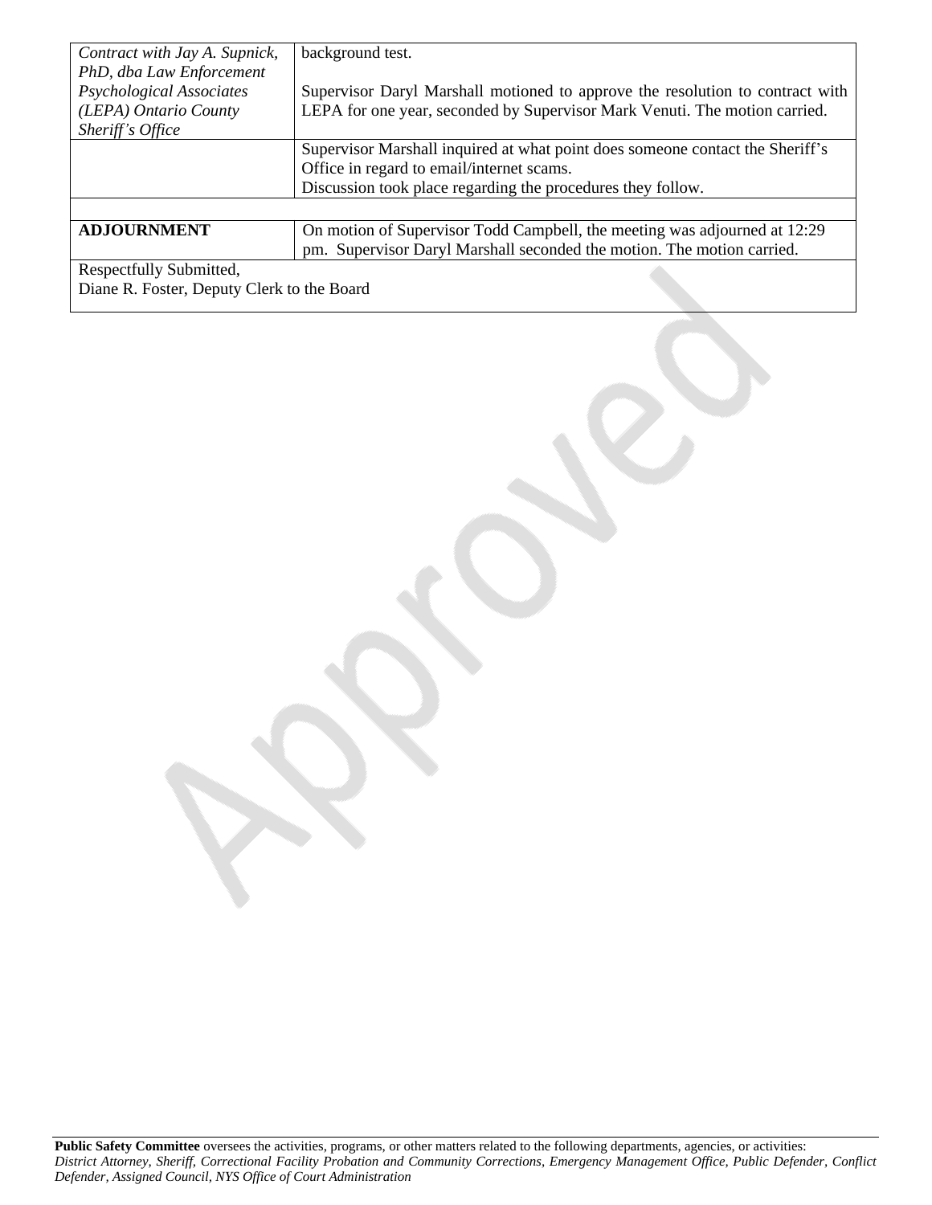| | |
|---|---|
| *Contract with Jay A. Supnick, PhD, dba Law Enforcement Psychological Associates (LEPA) Ontario County Sheriff's Office* | background test.<br><br>Supervisor Daryl Marshall motioned to approve the resolution to contract with LEPA for one year, seconded by Supervisor Mark Venuti. The motion carried. |
| | Supervisor Marshall inquired at what point does someone contact the Sheriff's Office in regard to email/internet scams.<br>Discussion took place regarding the procedures they follow. |
| | |
| **ADJOURNMENT** | On motion of Supervisor Todd Campbell, the meeting was adjourned at 12:29 pm. Supervisor Daryl Marshall seconded the motion. The motion carried. |

Respectfully Submitted,
Diane R. Foster, Deputy Clerk to the Board

Approved

**Public Safety Committee** oversees the activities, programs, or other matters related to the following departments, agencies, or activities: *District Attorney, Sheriff, Correctional Facility Probation and Community Corrections, Emergency Management Office, Public Defender, Conflict Defender, Assigned Council, NYS Office of Court Administration*